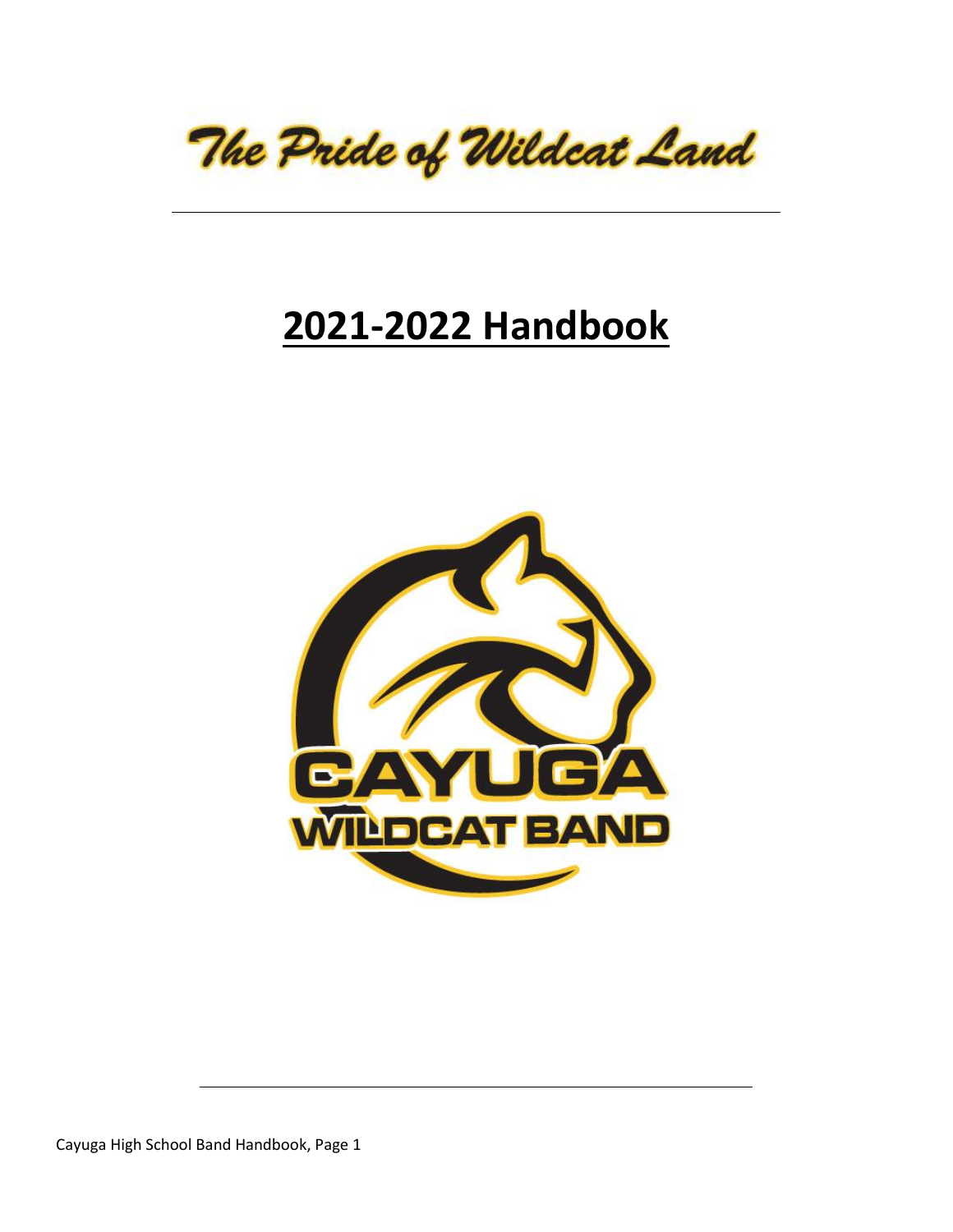The Pride of Wildcat Land

# 2021-2022 Handbook

CAYUGA WILDCAT BAND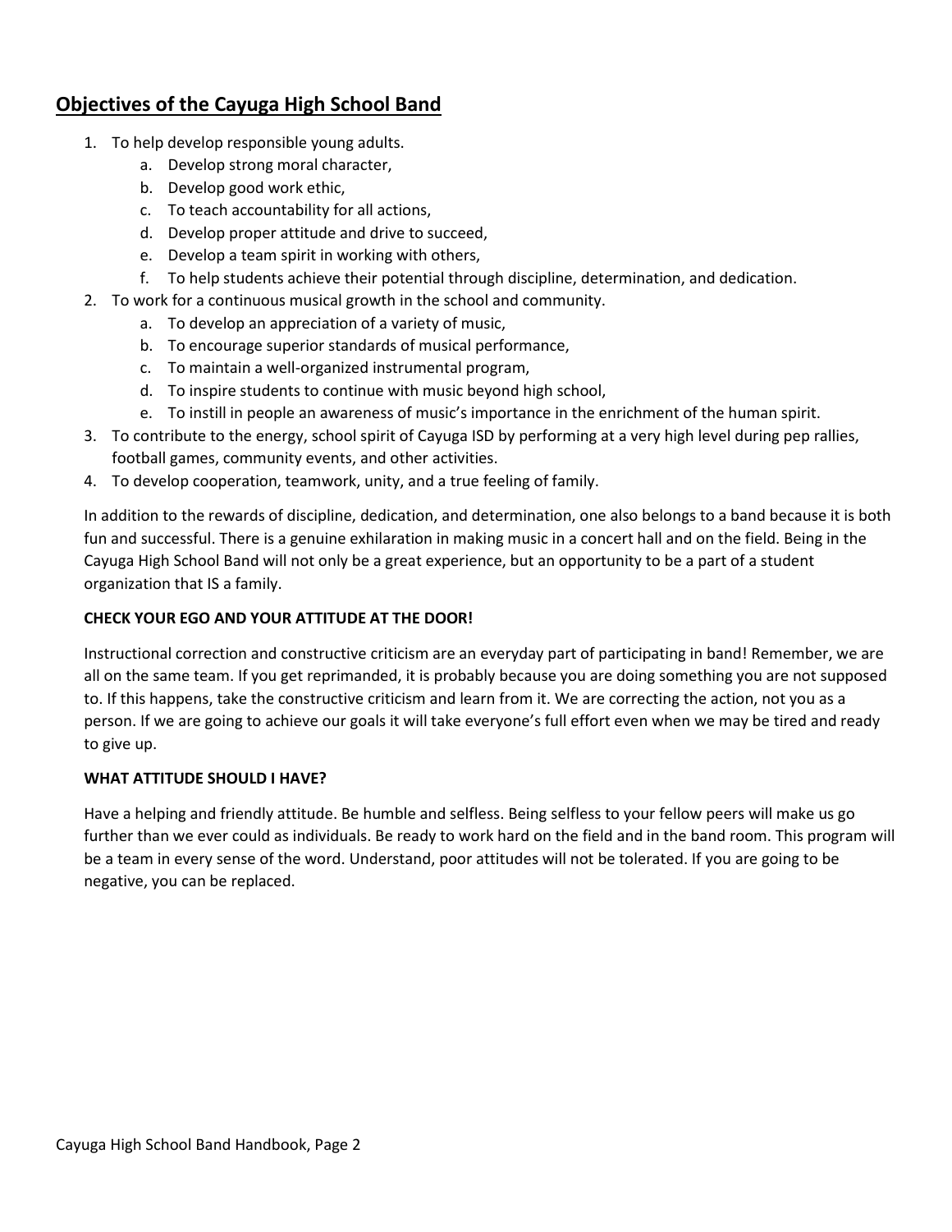## Objectives of the Cayuga High School Band

1. To help develop responsible young adults.
    a. Develop strong moral character,
    b. Develop good work ethic,
    c. To teach accountability for all actions,
    d. Develop proper attitude and drive to succeed,
    e. Develop a team spirit in working with others,
    f. To help students achieve their potential through discipline, determination, and dedication.
2. To work for a continuous musical growth in the school and community.
    a. To develop an appreciation of a variety of music,
    b. To encourage superior standards of musical performance,
    c. To maintain a well-organized instrumental program,
    d. To inspire students to continue with music beyond high school,
    e. To instill in people an awareness of music's importance in the enrichment of the human spirit.
3. To contribute to the energy, school spirit of Cayuga ISD by performing at a very high level during pep rallies, football games, community events, and other activities.
4. To develop cooperation, teamwork, unity, and a true feeling of family.

In addition to the rewards of discipline, dedication, and determination, one also belongs to a band because it is both fun and successful. There is a genuine exhilaration in making music in a concert hall and on the field. Being in the Cayuga High School Band will not only be a great experience, but an opportunity to be a part of a student organization that IS a family.

**CHECK YOUR EGO AND YOUR ATTITUDE AT THE DOOR!**

Instructional correction and constructive criticism are an everyday part of participating in band! Remember, we are all on the same team. If you get reprimanded, it is probably because you are doing something you are not supposed to. If this happens, take the constructive criticism and learn from it. We are correcting the action, not you as a person. If we are going to achieve our goals it will take everyone's full effort even when we may be tired and ready to give up.

**WHAT ATTITUDE SHOULD I HAVE?**

Have a helping and friendly attitude. Be humble and selfless. Being selfless to your fellow peers will make us go further than we ever could as individuals. Be ready to work hard on the field and in the band room. This program will be a team in every sense of the word. Understand, poor attitudes will not be tolerated. If you are going to be negative, you can be replaced.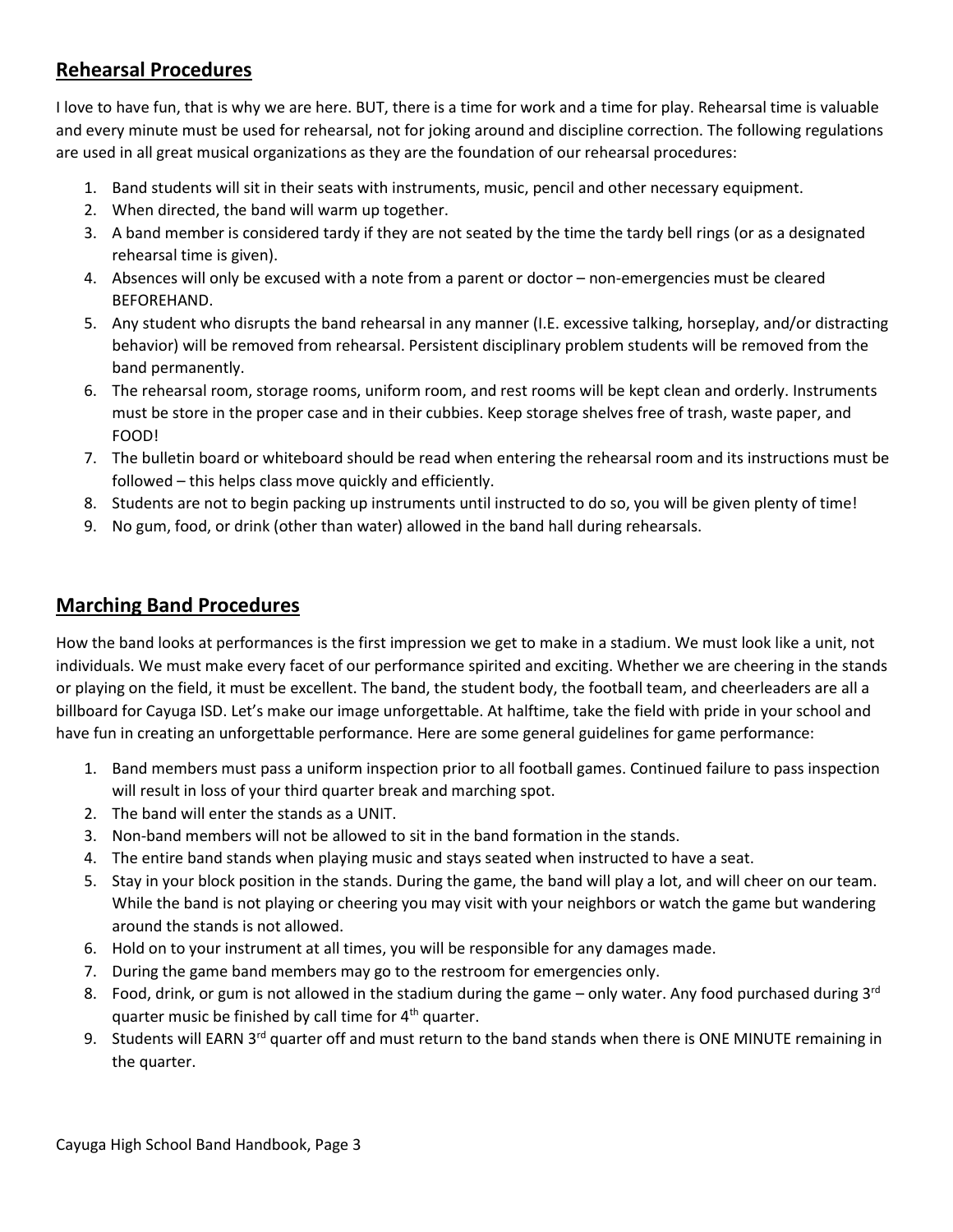## Rehearsal Procedures

I love to have fun, that is why we are here. BUT, there is a time for work and a time for play. Rehearsal time is valuable and every minute must be used for rehearsal, not for joking around and discipline correction. The following regulations are used in all great musical organizations as they are the foundation of our rehearsal procedures:

1. Band students will sit in their seats with instruments, music, pencil and other necessary equipment.
2. When directed, the band will warm up together.
3. A band member is considered tardy if they are not seated by the time the tardy bell rings (or as a designated rehearsal time is given).
4. Absences will only be excused with a note from a parent or doctor – non-emergencies must be cleared BEFOREHAND.
5. Any student who disrupts the band rehearsal in any manner (I.E. excessive talking, horseplay, and/or distracting behavior) will be removed from rehearsal. Persistent disciplinary problem students will be removed from the band permanently.
6. The rehearsal room, storage rooms, uniform room, and rest rooms will be kept clean and orderly. Instruments must be store in the proper case and in their cubbies. Keep storage shelves free of trash, waste paper, and FOOD!
7. The bulletin board or whiteboard should be read when entering the rehearsal room and its instructions must be followed – this helps class move quickly and efficiently.
8. Students are not to begin packing up instruments until instructed to do so, you will be given plenty of time!
9. No gum, food, or drink (other than water) allowed in the band hall during rehearsals.

## Marching Band Procedures

How the band looks at performances is the first impression we get to make in a stadium. We must look like a unit, not individuals. We must make every facet of our performance spirited and exciting. Whether we are cheering in the stands or playing on the field, it must be excellent. The band, the student body, the football team, and cheerleaders are all a billboard for Cayuga ISD. Let's make our image unforgettable. At halftime, take the field with pride in your school and have fun in creating an unforgettable performance. Here are some general guidelines for game performance:

1. Band members must pass a uniform inspection prior to all football games. Continued failure to pass inspection will result in loss of your third quarter break and marching spot.
2. The band will enter the stands as a UNIT.
3. Non-band members will not be allowed to sit in the band formation in the stands.
4. The entire band stands when playing music and stays seated when instructed to have a seat.
5. Stay in your block position in the stands. During the game, the band will play a lot, and will cheer on our team. While the band is not playing or cheering you may visit with your neighbors or watch the game but wandering around the stands is not allowed.
6. Hold on to your instrument at all times, you will be responsible for any damages made.
7. During the game band members may go to the restroom for emergencies only.
8. Food, drink, or gum is not allowed in the stadium during the game – only water. Any food purchased during 3rd quarter music be finished by call time for 4th quarter.
9. Students will EARN 3rd quarter off and must return to the band stands when there is ONE MINUTE remaining in the quarter.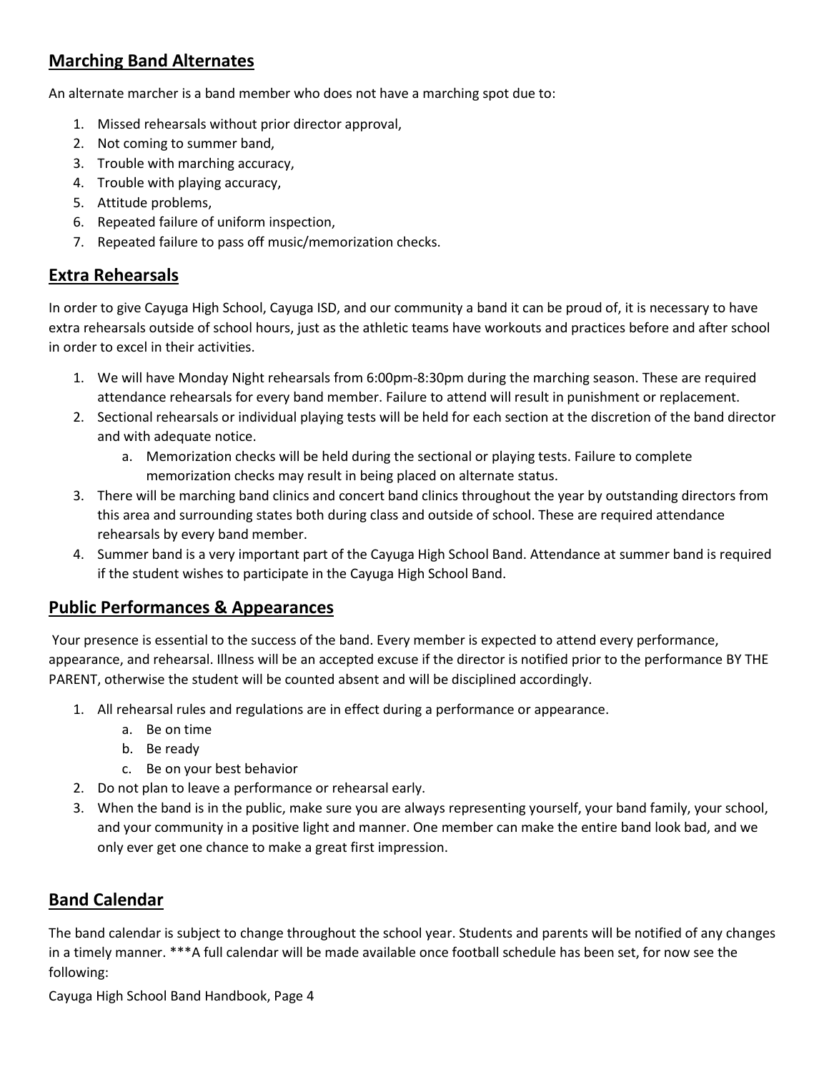## Marching Band Alternates

An alternate marcher is a band member who does not have a marching spot due to:

1. Missed rehearsals without prior director approval,
2. Not coming to summer band,
3. Trouble with marching accuracy,
4. Trouble with playing accuracy,
5. Attitude problems,
6. Repeated failure of uniform inspection,
7. Repeated failure to pass off music/memorization checks.

## Extra Rehearsals

In order to give Cayuga High School, Cayuga ISD, and our community a band it can be proud of, it is necessary to have extra rehearsals outside of school hours, just as the athletic teams have workouts and practices before and after school in order to excel in their activities.

1. We will have Monday Night rehearsals from 6:00pm-8:30pm during the marching season. These are required attendance rehearsals for every band member. Failure to attend will result in punishment or replacement.
2. Sectional rehearsals or individual playing tests will be held for each section at the discretion of the band director and with adequate notice.
   a. Memorization checks will be held during the sectional or playing tests. Failure to complete memorization checks may result in being placed on alternate status.
3. There will be marching band clinics and concert band clinics throughout the year by outstanding directors from this area and surrounding states both during class and outside of school. These are required attendance rehearsals by every band member.
4. Summer band is a very important part of the Cayuga High School Band. Attendance at summer band is required if the student wishes to participate in the Cayuga High School Band.

## Public Performances & Appearances

Your presence is essential to the success of the band. Every member is expected to attend every performance, appearance, and rehearsal. Illness will be an accepted excuse if the director is notified prior to the performance BY THE PARENT, otherwise the student will be counted absent and will be disciplined accordingly.

1. All rehearsal rules and regulations are in effect during a performance or appearance.
   a. Be on time
   b. Be ready
   c. Be on your best behavior
2. Do not plan to leave a performance or rehearsal early.
3. When the band is in the public, make sure you are always representing yourself, your band family, your school, and your community in a positive light and manner. One member can make the entire band look bad, and we only ever get one chance to make a great first impression.

## Band Calendar

The band calendar is subject to change throughout the school year. Students and parents will be notified of any changes in a timely manner. ***A full calendar will be made available once football schedule has been set, for now see the following: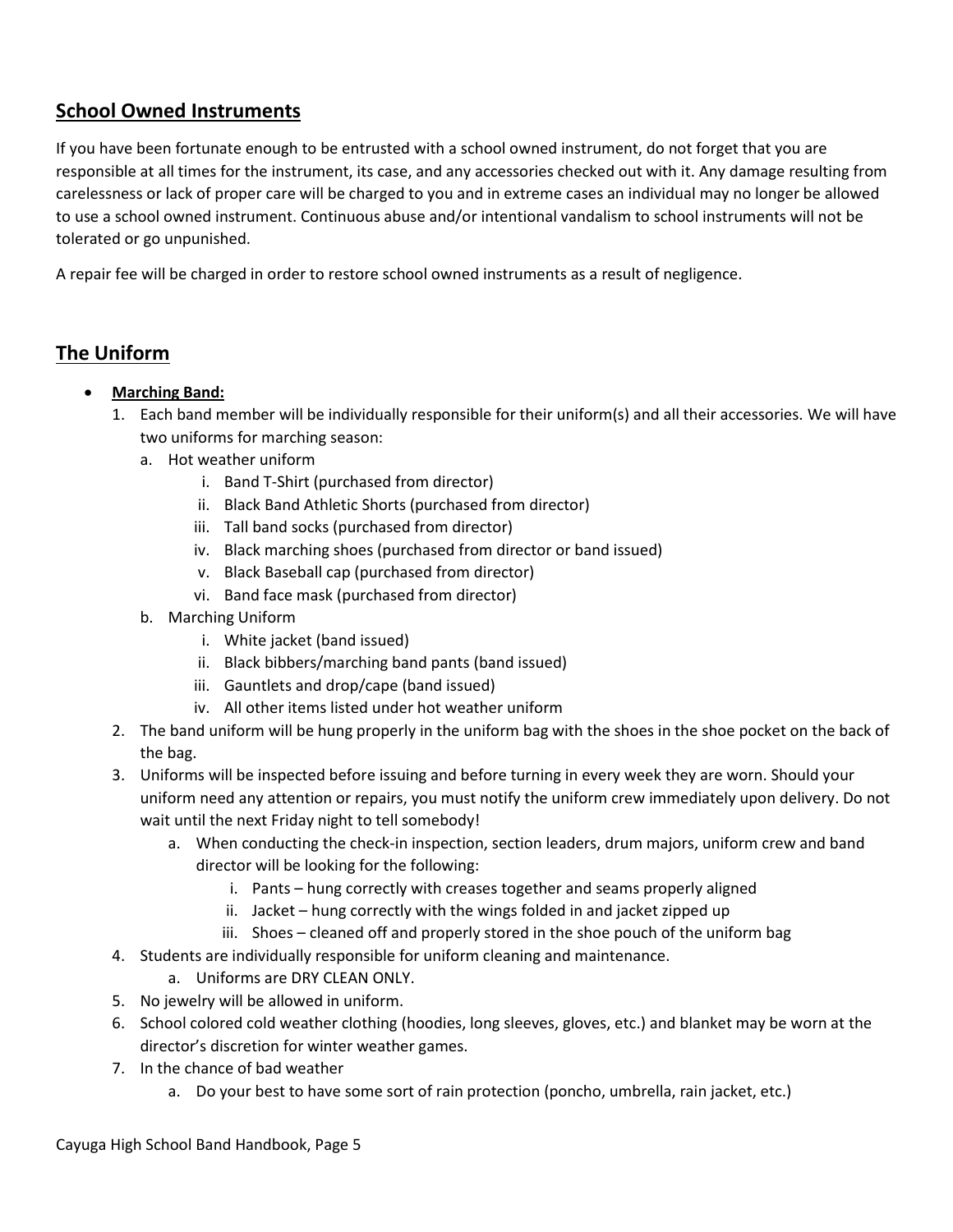## School Owned Instruments

If you have been fortunate enough to be entrusted with a school owned instrument, do not forget that you are responsible at all times for the instrument, its case, and any accessories checked out with it. Any damage resulting from carelessness or lack of proper care will be charged to you and in extreme cases an individual may no longer be allowed to use a school owned instrument. Continuous abuse and/or intentional vandalism to school instruments will not be tolerated or go unpunished.

A repair fee will be charged in order to restore school owned instruments as a result of negligence.

## The Uniform

- **Marching Band:**
    1. Each band member will be individually responsible for their uniform(s) and all their accessories. We will have two uniforms for marching season:
        a. Hot weather uniform
            i. Band T-Shirt (purchased from director)
            ii. Black Band Athletic Shorts (purchased from director)
            iii. Tall band socks (purchased from director)
            iv. Black marching shoes (purchased from director or band issued)
            v. Black Baseball cap (purchased from director)
            vi. Band face mask (purchased from director)
        b. Marching Uniform
            i. White jacket (band issued)
            ii. Black bibbers/marching band pants (band issued)
            iii. Gauntlets and drop/cape (band issued)
            iv. All other items listed under hot weather uniform
    2. The band uniform will be hung properly in the uniform bag with the shoes in the shoe pocket on the back of the bag.
    3. Uniforms will be inspected before issuing and before turning in every week they are worn. Should your uniform need any attention or repairs, you must notify the uniform crew immediately upon delivery. Do not wait until the next Friday night to tell somebody!
        a. When conducting the check-in inspection, section leaders, drum majors, uniform crew and band director will be looking for the following:
            i. Pants – hung correctly with creases together and seams properly aligned
            ii. Jacket – hung correctly with the wings folded in and jacket zipped up
            iii. Shoes – cleaned off and properly stored in the shoe pouch of the uniform bag
    4. Students are individually responsible for uniform cleaning and maintenance.
        a. Uniforms are DRY CLEAN ONLY.
    5. No jewelry will be allowed in uniform.
    6. School colored cold weather clothing (hoodies, long sleeves, gloves, etc.) and blanket may be worn at the director's discretion for winter weather games.
    7. In the chance of bad weather
        a. Do your best to have some sort of rain protection (poncho, umbrella, rain jacket, etc.)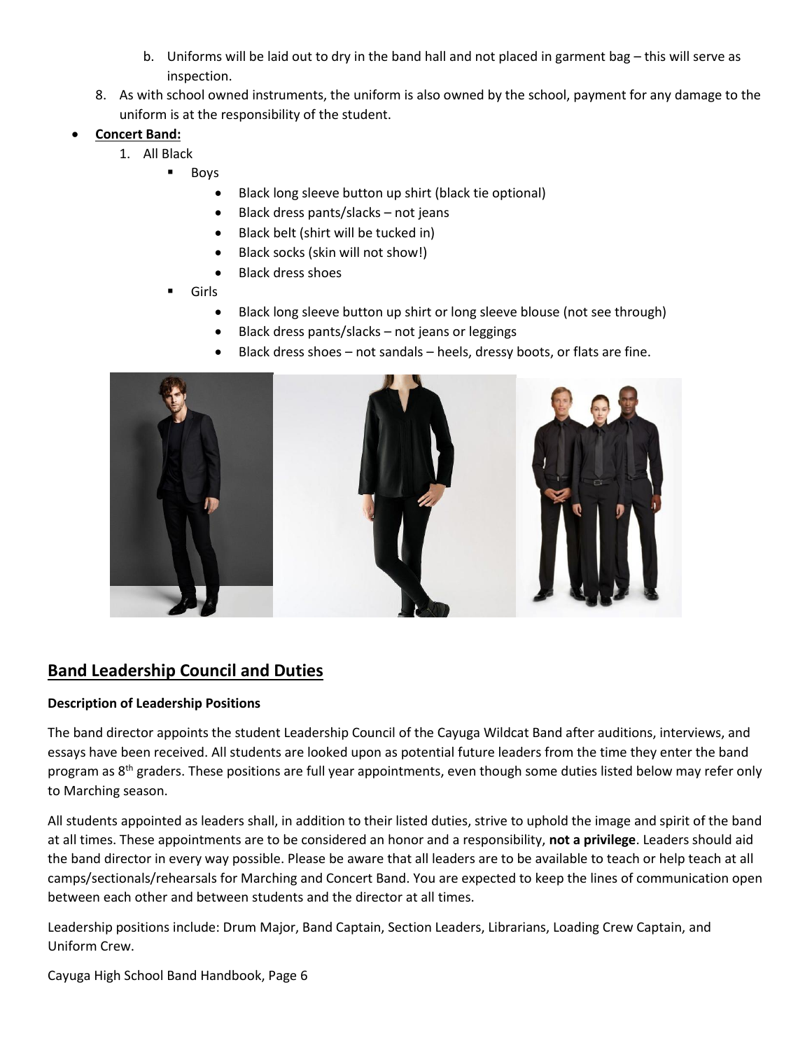b. Uniforms will be laid out to dry in the band hall and not placed in garment bag – this will serve as inspection.

8. As with school owned instruments, the uniform is also owned by the school, payment for any damage to the uniform is at the responsibility of the student.

- **Concert Band:**
  1. All Black
     - Boys
       - Black long sleeve button up shirt (black tie optional)
       - Black dress pants/slacks – not jeans
       - Black belt (shirt will be tucked in)
       - Black socks (skin will not show!)
       - Black dress shoes
     - Girls
       - Black long sleeve button up shirt or long sleeve blouse (not see through)
       - Black dress pants/slacks – not jeans or leggings
       - Black dress shoes – not sandals – heels, dressy boots, or flats are fine.

## Band Leadership Council and Duties

**Description of Leadership Positions**

The band director appoints the student Leadership Council of the Cayuga Wildcat Band after auditions, interviews, and essays have been received. All students are looked upon as potential future leaders from the time they enter the band program as 8th graders. These positions are full year appointments, even though some duties listed below may refer only to Marching season.

All students appointed as leaders shall, in addition to their listed duties, strive to uphold the image and spirit of the band at all times. These appointments are to be considered an honor and a responsibility, **not a privilege**. Leaders should aid the band director in every way possible. Please be aware that all leaders are to be available to teach or help teach at all camps/sectionals/rehearsals for Marching and Concert Band. You are expected to keep the lines of communication open between each other and between students and the director at all times.

Leadership positions include: Drum Major, Band Captain, Section Leaders, Librarians, Loading Crew Captain, and Uniform Crew.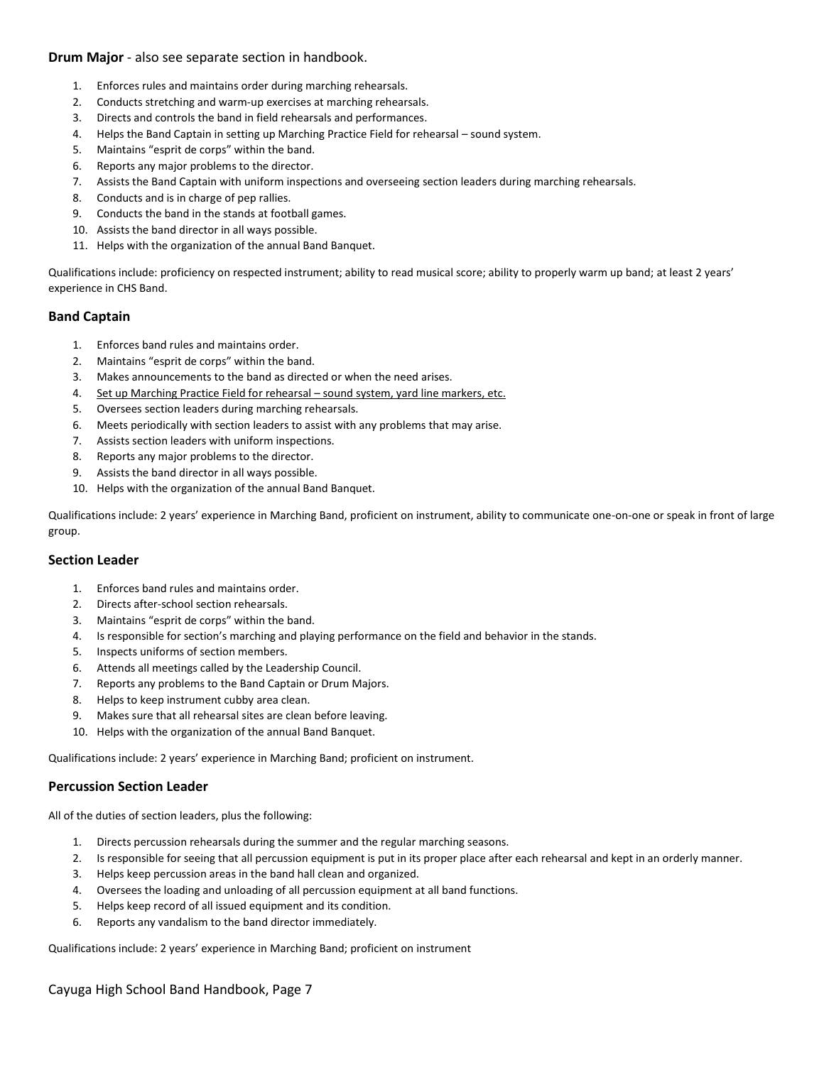**Drum Major** - also see separate section in handbook.

1. Enforces rules and maintains order during marching rehearsals.
2. Conducts stretching and warm-up exercises at marching rehearsals.
3. Directs and controls the band in field rehearsals and performances.
4. Helps the Band Captain in setting up Marching Practice Field for rehearsal – sound system.
5. Maintains "esprit de corps" within the band.
6. Reports any major problems to the director.
7. Assists the Band Captain with uniform inspections and overseeing section leaders during marching rehearsals.
8. Conducts and is in charge of pep rallies.
9. Conducts the band in the stands at football games.
10. Assists the band director in all ways possible.
11. Helps with the organization of the annual Band Banquet.

Qualifications include: proficiency on respected instrument; ability to read musical score; ability to properly warm up band; at least 2 years' experience in CHS Band.

### Band Captain

1. Enforces band rules and maintains order.
2. Maintains "esprit de corps" within the band.
3. Makes announcements to the band as directed or when the need arises.
4. <u>Set up Marching Practice Field for rehearsal – sound system, yard line markers, etc.</u>
5. Oversees section leaders during marching rehearsals.
6. Meets periodically with section leaders to assist with any problems that may arise.
7. Assists section leaders with uniform inspections.
8. Reports any major problems to the director.
9. Assists the band director in all ways possible.
10. Helps with the organization of the annual Band Banquet.

Qualifications include: 2 years' experience in Marching Band, proficient on instrument, ability to communicate one-on-one or speak in front of large group.

### Section Leader

1. Enforces band rules and maintains order.
2. Directs after-school section rehearsals.
3. Maintains "esprit de corps" within the band.
4. Is responsible for section's marching and playing performance on the field and behavior in the stands.
5. Inspects uniforms of section members.
6. Attends all meetings called by the Leadership Council.
7. Reports any problems to the Band Captain or Drum Majors.
8. Helps to keep instrument cubby area clean.
9. Makes sure that all rehearsal sites are clean before leaving.
10. Helps with the organization of the annual Band Banquet.

Qualifications include: 2 years' experience in Marching Band; proficient on instrument.

### Percussion Section Leader

All of the duties of section leaders, plus the following:

1. Directs percussion rehearsals during the summer and the regular marching seasons.
2. Is responsible for seeing that all percussion equipment is put in its proper place after each rehearsal and kept in an orderly manner.
3. Helps keep percussion areas in the band hall clean and organized.
4. Oversees the loading and unloading of all percussion equipment at all band functions.
5. Helps keep record of all issued equipment and its condition.
6. Reports any vandalism to the band director immediately.

Qualifications include: 2 years' experience in Marching Band; proficient on instrument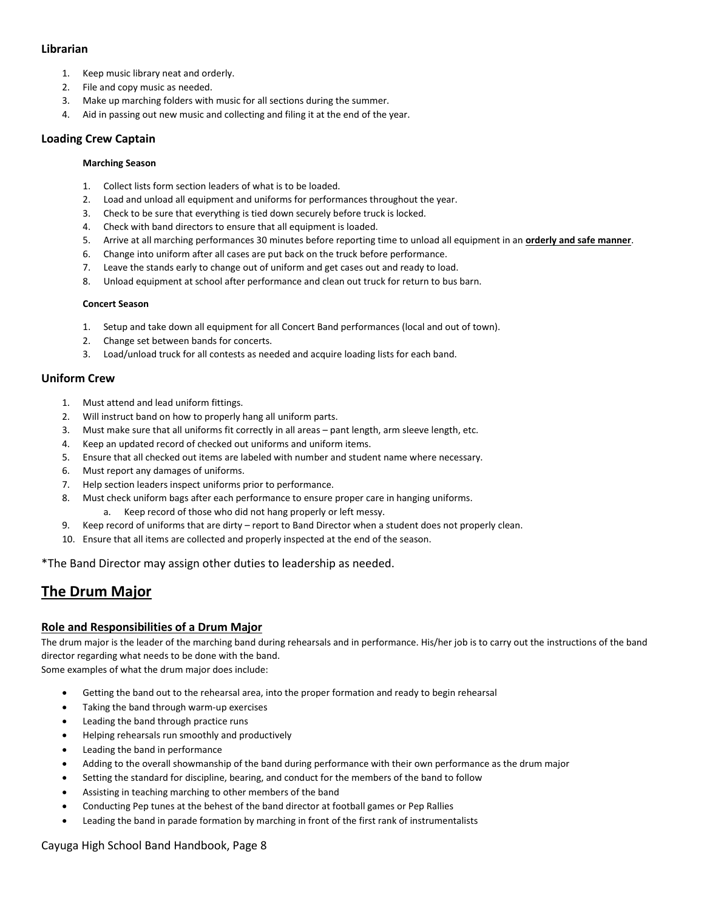### Librarian

1. Keep music library neat and orderly.
2. File and copy music as needed.
3. Make up marching folders with music for all sections during the summer.
4. Aid in passing out new music and collecting and filing it at the end of the year.

### Loading Crew Captain

#### Marching Season

1. Collect lists form section leaders of what is to be loaded.
2. Load and unload all equipment and uniforms for performances throughout the year.
3. Check to be sure that everything is tied down securely before truck is locked.
4. Check with band directors to ensure that all equipment is loaded.
5. Arrive at all marching performances 30 minutes before reporting time to unload all equipment in an **orderly and safe manner**.
6. Change into uniform after all cases are put back on the truck before performance.
7. Leave the stands early to change out of uniform and get cases out and ready to load.
8. Unload equipment at school after performance and clean out truck for return to bus barn.

#### Concert Season

1. Setup and take down all equipment for all Concert Band performances (local and out of town).
2. Change set between bands for concerts.
3. Load/unload truck for all contests as needed and acquire loading lists for each band.

### Uniform Crew

1. Must attend and lead uniform fittings.
2. Will instruct band on how to properly hang all uniform parts.
3. Must make sure that all uniforms fit correctly in all areas – pant length, arm sleeve length, etc.
4. Keep an updated record of checked out uniforms and uniform items.
5. Ensure that all checked out items are labeled with number and student name where necessary.
6. Must report any damages of uniforms.
7. Help section leaders inspect uniforms prior to performance.
8. Must check uniform bags after each performance to ensure proper care in hanging uniforms.
   a. Keep record of those who did not hang properly or left messy.
9. Keep record of uniforms that are dirty – report to Band Director when a student does not properly clean.
10. Ensure that all items are collected and properly inspected at the end of the season.

*The Band Director may assign other duties to leadership as needed.

## The Drum Major

### Role and Responsibilities of a Drum Major

The drum major is the leader of the marching band during rehearsals and in performance. His/her job is to carry out the instructions of the band director regarding what needs to be done with the band.
Some examples of what the drum major does include:

- Getting the band out to the rehearsal area, into the proper formation and ready to begin rehearsal
- Taking the band through warm-up exercises
- Leading the band through practice runs
- Helping rehearsals run smoothly and productively
- Leading the band in performance
- Adding to the overall showmanship of the band during performance with their own performance as the drum major
- Setting the standard for discipline, bearing, and conduct for the members of the band to follow
- Assisting in teaching marching to other members of the band
- Conducting Pep tunes at the behest of the band director at football games or Pep Rallies
- Leading the band in parade formation by marching in front of the first rank of instrumentalists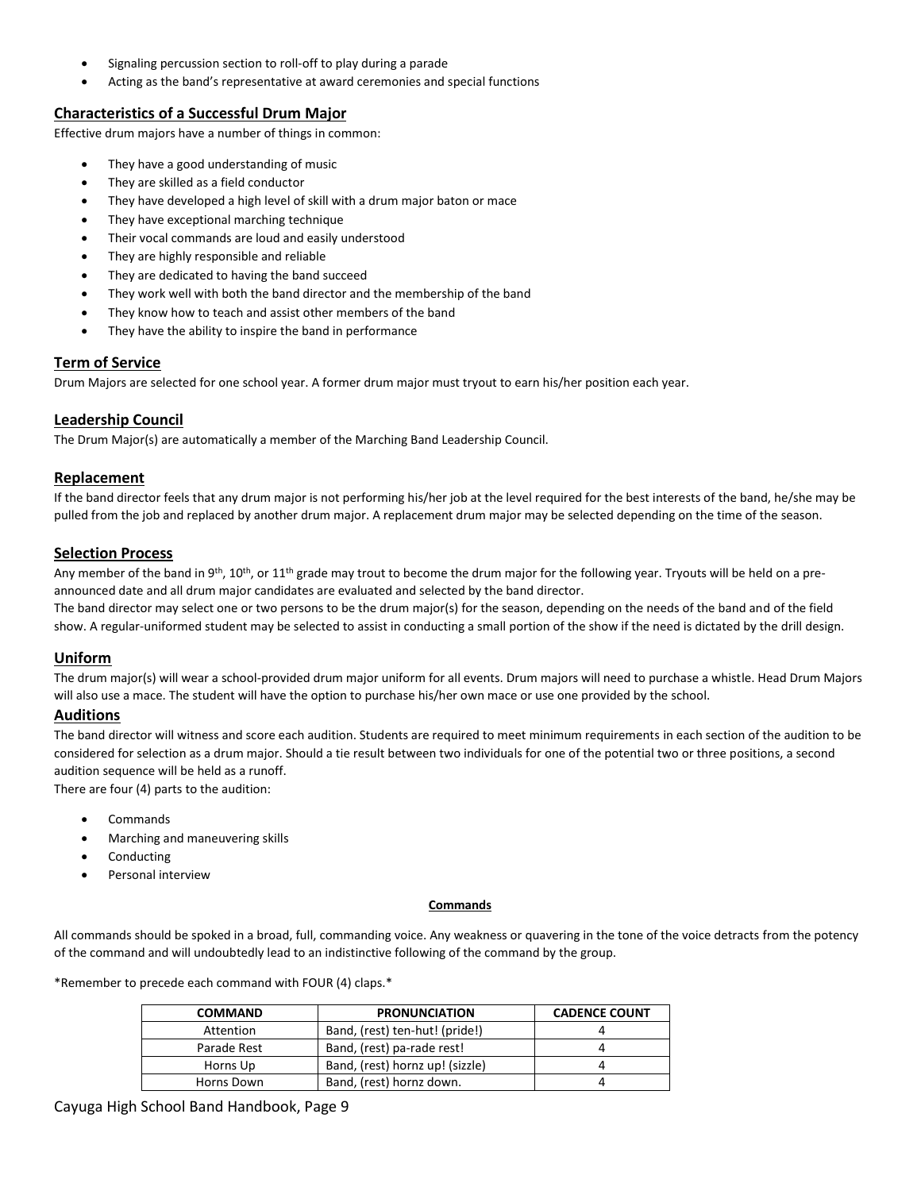- Signaling percussion section to roll-off to play during a parade
- Acting as the band's representative at award ceremonies and special functions

## Characteristics of a Successful Drum Major

Effective drum majors have a number of things in common:

- They have a good understanding of music
- They are skilled as a field conductor
- They have developed a high level of skill with a drum major baton or mace
- They have exceptional marching technique
- Their vocal commands are loud and easily understood
- They are highly responsible and reliable
- They are dedicated to having the band succeed
- They work well with both the band director and the membership of the band
- They know how to teach and assist other members of the band
- They have the ability to inspire the band in performance

## Term of Service

Drum Majors are selected for one school year. A former drum major must tryout to earn his/her position each year.

## Leadership Council

The Drum Major(s) are automatically a member of the Marching Band Leadership Council.

## Replacement

If the band director feels that any drum major is not performing his/her job at the level required for the best interests of the band, he/she may be pulled from the job and replaced by another drum major. A replacement drum major may be selected depending on the time of the season.

## Selection Process

Any member of the band in 9th, 10th, or 11th grade may trout to become the drum major for the following year. Tryouts will be held on a pre-announced date and all drum major candidates are evaluated and selected by the band director.

The band director may select one or two persons to be the drum major(s) for the season, depending on the needs of the band and of the field show. A regular-uniformed student may be selected to assist in conducting a small portion of the show if the need is dictated by the drill design.

## Uniform

The drum major(s) will wear a school-provided drum major uniform for all events. Drum majors will need to purchase a whistle. Head Drum Majors will also use a mace. The student will have the option to purchase his/her own mace or use one provided by the school.

## Auditions

The band director will witness and score each audition. Students are required to meet minimum requirements in each section of the audition to be considered for selection as a drum major. Should a tie result between two individuals for one of the potential two or three positions, a second audition sequence will be held as a runoff.

There are four (4) parts to the audition:

- Commands
- Marching and maneuvering skills
- Conducting
- Personal interview

**Commands**

All commands should be spoked in a broad, full, commanding voice. Any weakness or quavering in the tone of the voice detracts from the potency of the command and will undoubtedly lead to an indistinctive following of the command by the group.

*Remember to precede each command with FOUR (4) claps.*

| COMMAND | PRONUNCIATION | CADENCE COUNT |
|---|---|---|
| Attention | Band, (rest) ten-hut! (pride!) | 4 |
| Parade Rest | Band, (rest) pa-rade rest! | 4 |
| Horns Up | Band, (rest) hornz up! (sizzle) | 4 |
| Horns Down | Band, (rest) hornz down. | 4 |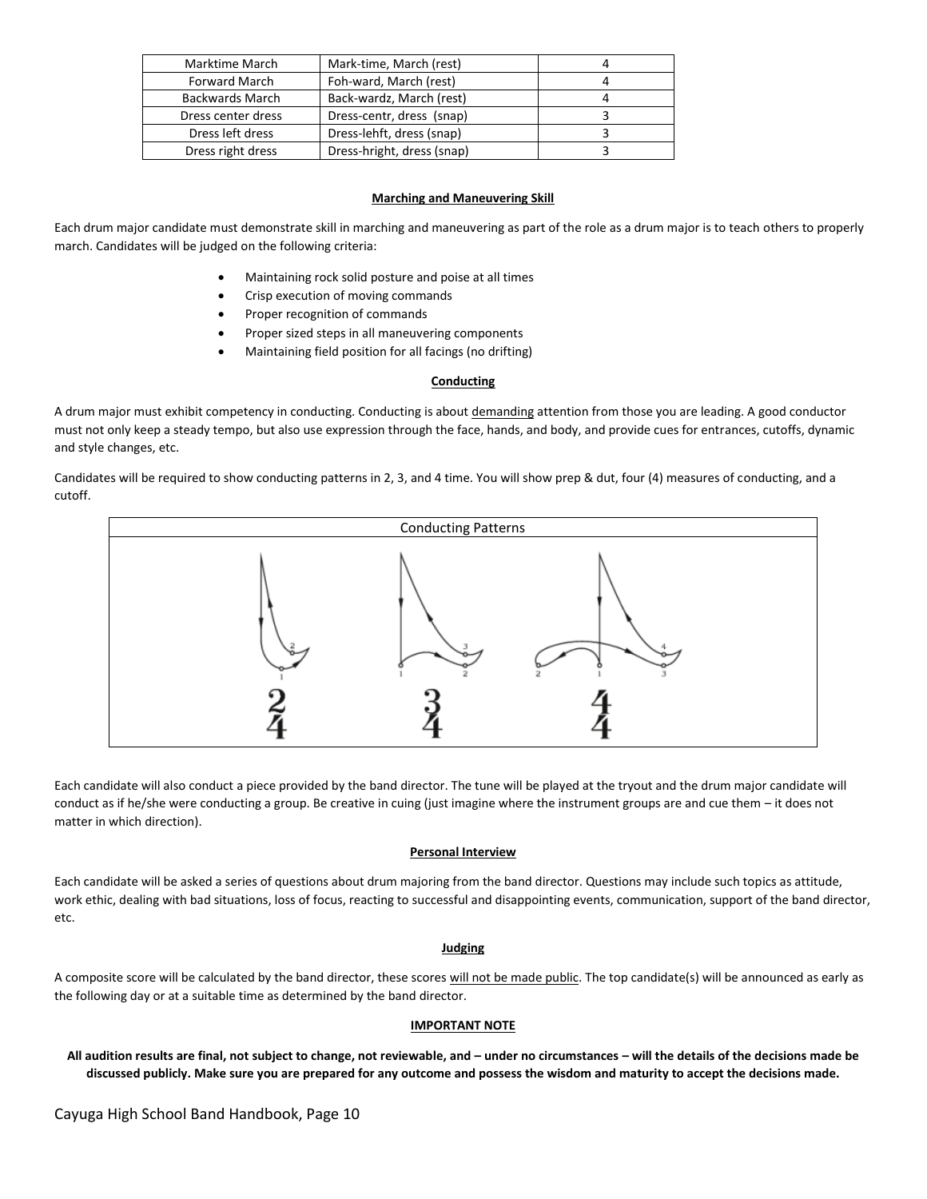| Marktime March | Mark-time, March (rest) | 4 |
|---|---|---|
| Forward March | Foh-ward, March (rest) | 4 |
| Backwards March | Back-wardz, March (rest) | 4 |
| Dress center dress | Dress-centr, dress (snap) | 3 |
| Dress left dress | Dress-lehft, dress (snap) | 3 |
| Dress right dress | Dress-hright, dress (snap) | 3 |

### Marching and Maneuvering Skill

Each drum major candidate must demonstrate skill in marching and maneuvering as part of the role as a drum major is to teach others to properly march. Candidates will be judged on the following criteria:

- Maintaining rock solid posture and poise at all times
- Crisp execution of moving commands
- Proper recognition of commands
- Proper sized steps in all maneuvering components
- Maintaining field position for all facings (no drifting)

### Conducting

A drum major must exhibit competency in conducting. Conducting is about demanding attention from those you are leading. A good conductor must not only keep a steady tempo, but also use expression through the face, hands, and body, and provide cues for entrances, cutoffs, dynamic and style changes, etc.

Candidates will be required to show conducting patterns in 2, 3, and 4 time. You will show prep & dut, four (4) measures of conducting, and a cutoff.

Conducting Patterns

2/4 3/4 4/4

Each candidate will also conduct a piece provided by the band director. The tune will be played at the tryout and the drum major candidate will conduct as if he/she were conducting a group. Be creative in cuing (just imagine where the instrument groups are and cue them – it does not matter in which direction).

### Personal Interview

Each candidate will be asked a series of questions about drum majoring from the band director. Questions may include such topics as attitude, work ethic, dealing with bad situations, loss of focus, reacting to successful and disappointing events, communication, support of the band director, etc.

### Judging

A composite score will be calculated by the band director, these scores will not be made public. The top candidate(s) will be announced as early as the following day or at a suitable time as determined by the band director.

### IMPORTANT NOTE

**All audition results are final, not subject to change, not reviewable, and – under no circumstances – will the details of the decisions made be discussed publicly. Make sure you are prepared for any outcome and possess the wisdom and maturity to accept the decisions made.**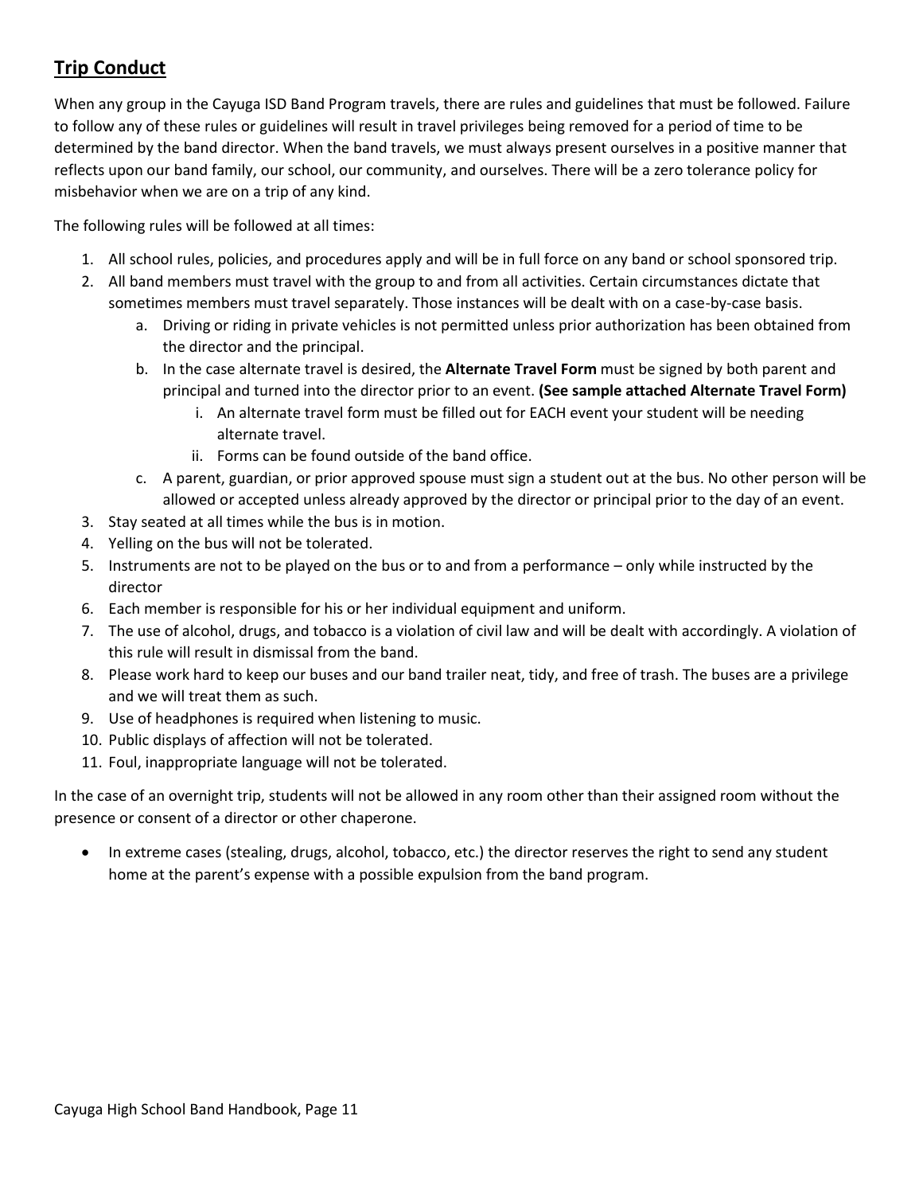## Trip Conduct

When any group in the Cayuga ISD Band Program travels, there are rules and guidelines that must be followed. Failure to follow any of these rules or guidelines will result in travel privileges being removed for a period of time to be determined by the band director. When the band travels, we must always present ourselves in a positive manner that reflects upon our band family, our school, our community, and ourselves. There will be a zero tolerance policy for misbehavior when we are on a trip of any kind.

The following rules will be followed at all times:

1. All school rules, policies, and procedures apply and will be in full force on any band or school sponsored trip.
2. All band members must travel with the group to and from all activities. Certain circumstances dictate that sometimes members must travel separately. Those instances will be dealt with on a case-by-case basis.
    a. Driving or riding in private vehicles is not permitted unless prior authorization has been obtained from the director and the principal.
    b. In the case alternate travel is desired, the **Alternate Travel Form** must be signed by both parent and principal and turned into the director prior to an event. **(See sample attached Alternate Travel Form)**
        i. An alternate travel form must be filled out for EACH event your student will be needing alternate travel.
        ii. Forms can be found outside of the band office.
    c. A parent, guardian, or prior approved spouse must sign a student out at the bus. No other person will be allowed or accepted unless already approved by the director or principal prior to the day of an event.
3. Stay seated at all times while the bus is in motion.
4. Yelling on the bus will not be tolerated.
5. Instruments are not to be played on the bus or to and from a performance – only while instructed by the director
6. Each member is responsible for his or her individual equipment and uniform.
7. The use of alcohol, drugs, and tobacco is a violation of civil law and will be dealt with accordingly. A violation of this rule will result in dismissal from the band.
8. Please work hard to keep our buses and our band trailer neat, tidy, and free of trash. The buses are a privilege and we will treat them as such.
9. Use of headphones is required when listening to music.
10. Public displays of affection will not be tolerated.
11. Foul, inappropriate language will not be tolerated.

In the case of an overnight trip, students will not be allowed in any room other than their assigned room without the presence or consent of a director or other chaperone.

- In extreme cases (stealing, drugs, alcohol, tobacco, etc.) the director reserves the right to send any student home at the parent's expense with a possible expulsion from the band program.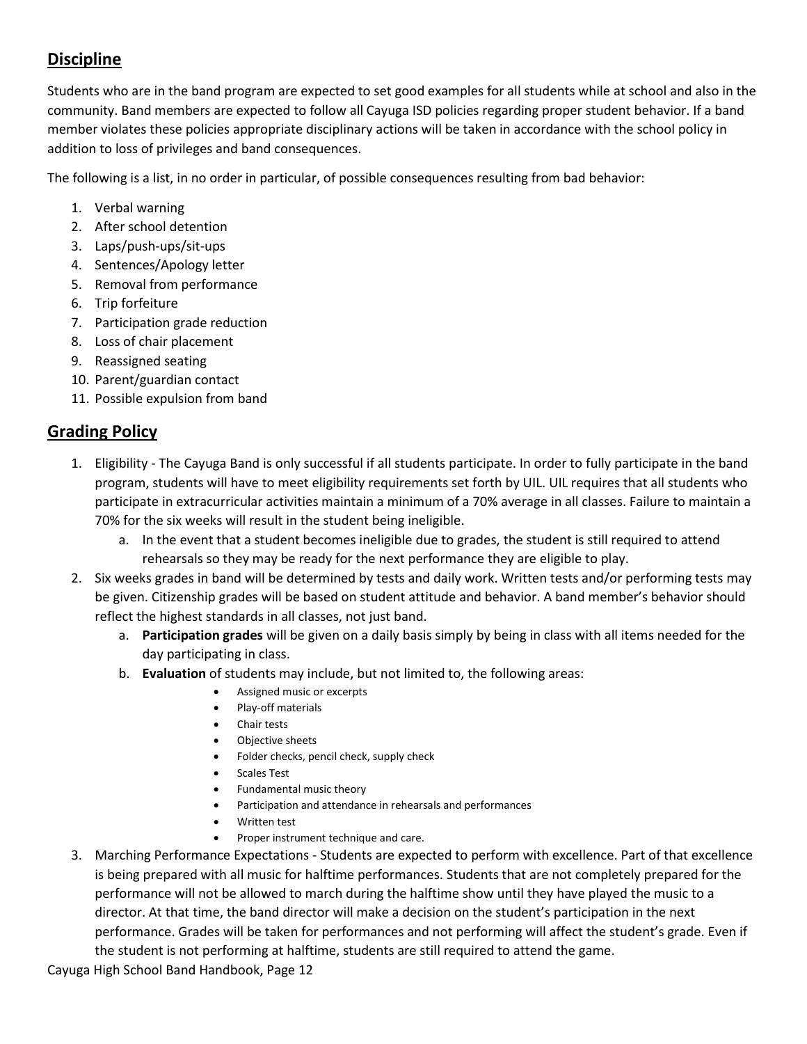## Discipline

Students who are in the band program are expected to set good examples for all students while at school and also in the community. Band members are expected to follow all Cayuga ISD policies regarding proper student behavior. If a band member violates these policies appropriate disciplinary actions will be taken in accordance with the school policy in addition to loss of privileges and band consequences.

The following is a list, in no order in particular, of possible consequences resulting from bad behavior:

1. Verbal warning
2. After school detention
3. Laps/push-ups/sit-ups
4. Sentences/Apology letter
5. Removal from performance
6. Trip forfeiture
7. Participation grade reduction
8. Loss of chair placement
9. Reassigned seating
10. Parent/guardian contact
11. Possible expulsion from band

## Grading Policy

1. Eligibility - The Cayuga Band is only successful if all students participate. In order to fully participate in the band program, students will have to meet eligibility requirements set forth by UIL. UIL requires that all students who participate in extracurricular activities maintain a minimum of a 70% average in all classes. Failure to maintain a 70% for the six weeks will result in the student being ineligible.
    a. In the event that a student becomes ineligible due to grades, the student is still required to attend rehearsals so they may be ready for the next performance they are eligible to play.
2. Six weeks grades in band will be determined by tests and daily work. Written tests and/or performing tests may be given. Citizenship grades will be based on student attitude and behavior. A band member's behavior should reflect the highest standards in all classes, not just band.
    a. **Participation grades** will be given on a daily basis simply by being in class with all items needed for the day participating in class.
    b. **Evaluation** of students may include, but not limited to, the following areas:
        - Assigned music or excerpts
        - Play-off materials
        - Chair tests
        - Objective sheets
        - Folder checks, pencil check, supply check
        - Scales Test
        - Fundamental music theory
        - Participation and attendance in rehearsals and performances
        - Written test
        - Proper instrument technique and care.
3. Marching Performance Expectations - Students are expected to perform with excellence. Part of that excellence is being prepared with all music for halftime performances. Students that are not completely prepared for the performance will not be allowed to march during the halftime show until they have played the music to a director. At that time, the band director will make a decision on the student's participation in the next performance. Grades will be taken for performances and not performing will affect the student's grade. Even if the student is not performing at halftime, students are still required to attend the game.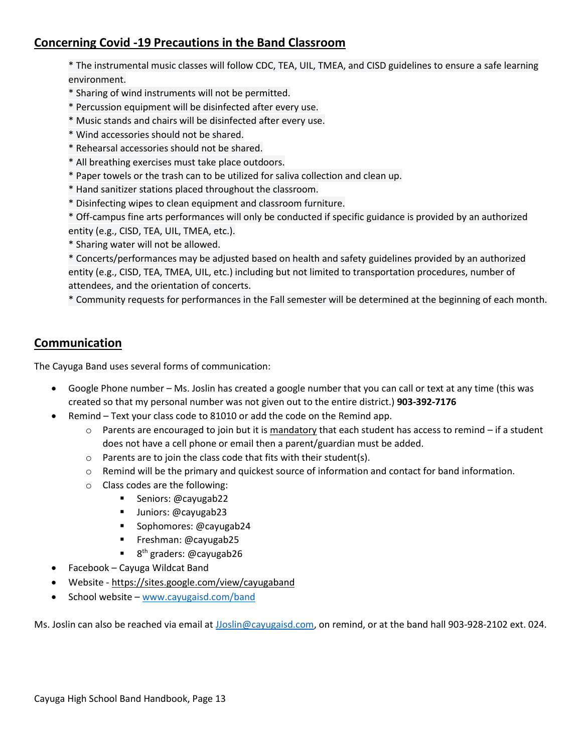## Concerning Covid -19 Precautions in the Band Classroom

* The instrumental music classes will follow CDC, TEA, UIL, TMEA, and CISD guidelines to ensure a safe learning environment.
* Sharing of wind instruments will not be permitted.
* Percussion equipment will be disinfected after every use.
* Music stands and chairs will be disinfected after every use.
* Wind accessories should not be shared.
* Rehearsal accessories should not be shared.
* All breathing exercises must take place outdoors.
* Paper towels or the trash can to be utilized for saliva collection and clean up.
* Hand sanitizer stations placed throughout the classroom.
* Disinfecting wipes to clean equipment and classroom furniture.
* Off-campus fine arts performances will only be conducted if specific guidance is provided by an authorized entity (e.g., CISD, TEA, UIL, TMEA, etc.).
* Sharing water will not be allowed.
* Concerts/performances may be adjusted based on health and safety guidelines provided by an authorized entity (e.g., CISD, TEA, TMEA, UIL, etc.) including but not limited to transportation procedures, number of attendees, and the orientation of concerts.
* Community requests for performances in the Fall semester will be determined at the beginning of each month.

## Communication

The Cayuga Band uses several forms of communication:

- Google Phone number – Ms. Joslin has created a google number that you can call or text at any time (this was created so that my personal number was not given out to the entire district.) **903-392-7176**
- Remind – Text your class code to 81010 or add the code on the Remind app.
  - Parents are encouraged to join but it is mandatory that each student has access to remind – if a student does not have a cell phone or email then a parent/guardian must be added.
  - Parents are to join the class code that fits with their student(s).
  - Remind will be the primary and quickest source of information and contact for band information.
  - Class codes are the following:
    - Seniors: @cayugab22
    - Juniors: @cayugab23
    - Sophomores: @cayugab24
    - Freshman: @cayugab25
    - 8th graders: @cayugab26
- Facebook – Cayuga Wildcat Band
- Website - https://sites.google.com/view/cayugaband
- School website – www.cayugaisd.com/band

Ms. Joslin can also be reached via email at JJoslin@cayugaisd.com, on remind, or at the band hall 903-928-2102 ext. 024.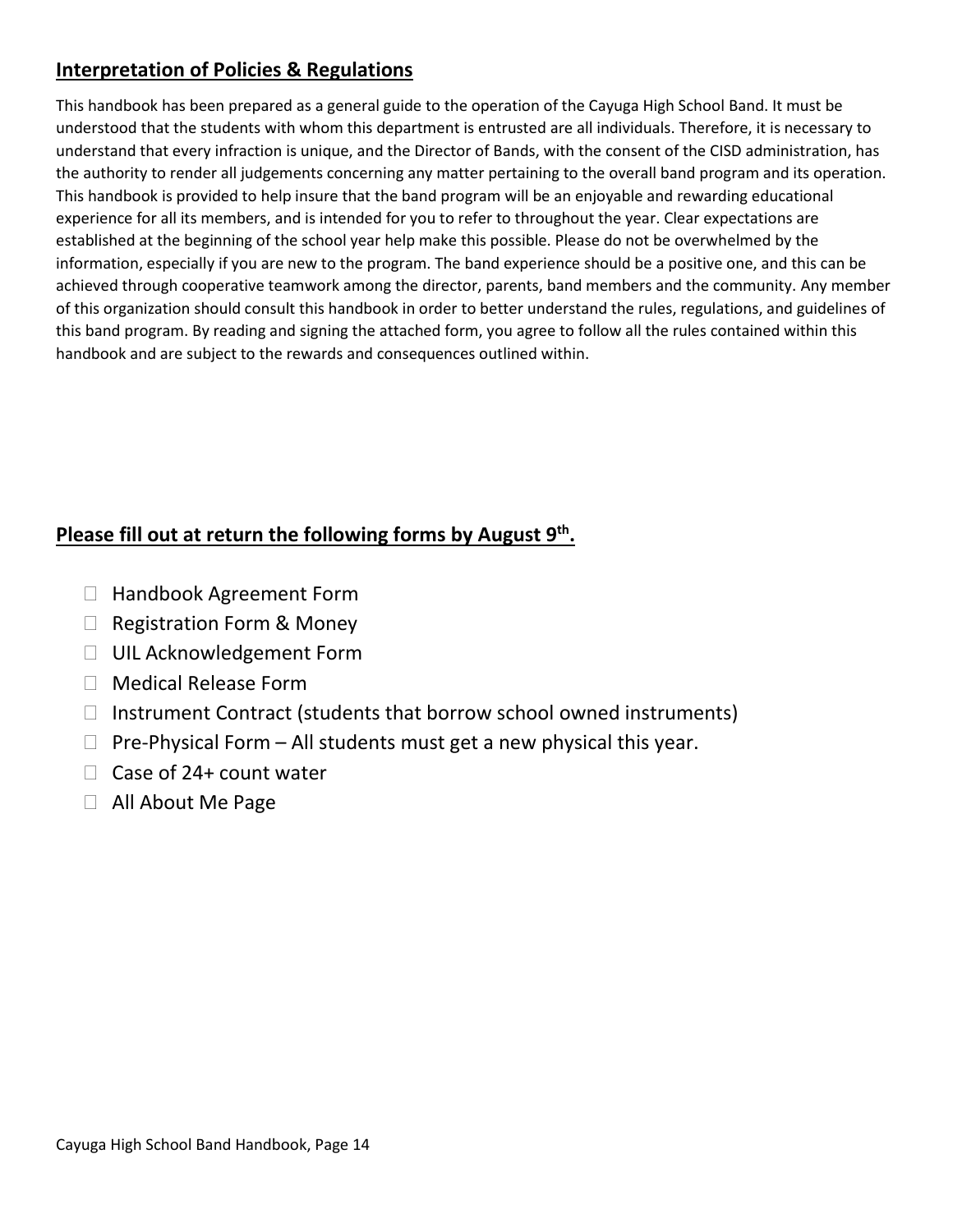## Interpretation of Policies & Regulations

This handbook has been prepared as a general guide to the operation of the Cayuga High School Band. It must be understood that the students with whom this department is entrusted are all individuals. Therefore, it is necessary to understand that every infraction is unique, and the Director of Bands, with the consent of the CISD administration, has the authority to render all judgements concerning any matter pertaining to the overall band program and its operation. This handbook is provided to help insure that the band program will be an enjoyable and rewarding educational experience for all its members, and is intended for you to refer to throughout the year. Clear expectations are established at the beginning of the school year help make this possible. Please do not be overwhelmed by the information, especially if you are new to the program. The band experience should be a positive one, and this can be achieved through cooperative teamwork among the director, parents, band members and the community. Any member of this organization should consult this handbook in order to better understand the rules, regulations, and guidelines of this band program. By reading and signing the attached form, you agree to follow all the rules contained within this handbook and are subject to the rewards and consequences outlined within.

## Please fill out at return the following forms by August 9th.

- ☐ Handbook Agreement Form
- ☐ Registration Form & Money
- ☐ UIL Acknowledgement Form
- ☐ Medical Release Form
- ☐ Instrument Contract (students that borrow school owned instruments)
- ☐ Pre-Physical Form – All students must get a new physical this year.
- ☐ Case of 24+ count water
- ☐ All About Me Page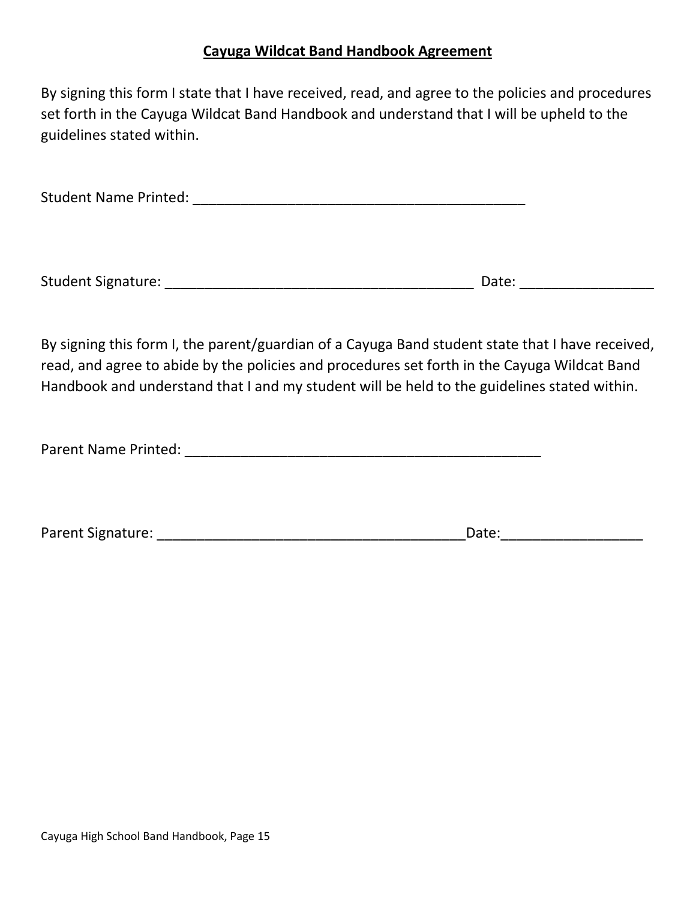## Cayuga Wildcat Band Handbook Agreement

By signing this form I state that I have received, read, and agree to the policies and procedures set forth in the Cayuga Wildcat Band Handbook and understand that I will be upheld to the guidelines stated within.

Student Name Printed: ___________________________________________

Student Signature: ________________________________________ Date: _________________

By signing this form I, the parent/guardian of a Cayuga Band student state that I have received, read, and agree to abide by the policies and procedures set forth in the Cayuga Wildcat Band Handbook and understand that I and my student will be held to the guidelines stated within.

Parent Name Printed: ______________________________________________

Parent Signature: ________________________________________Date:__________________